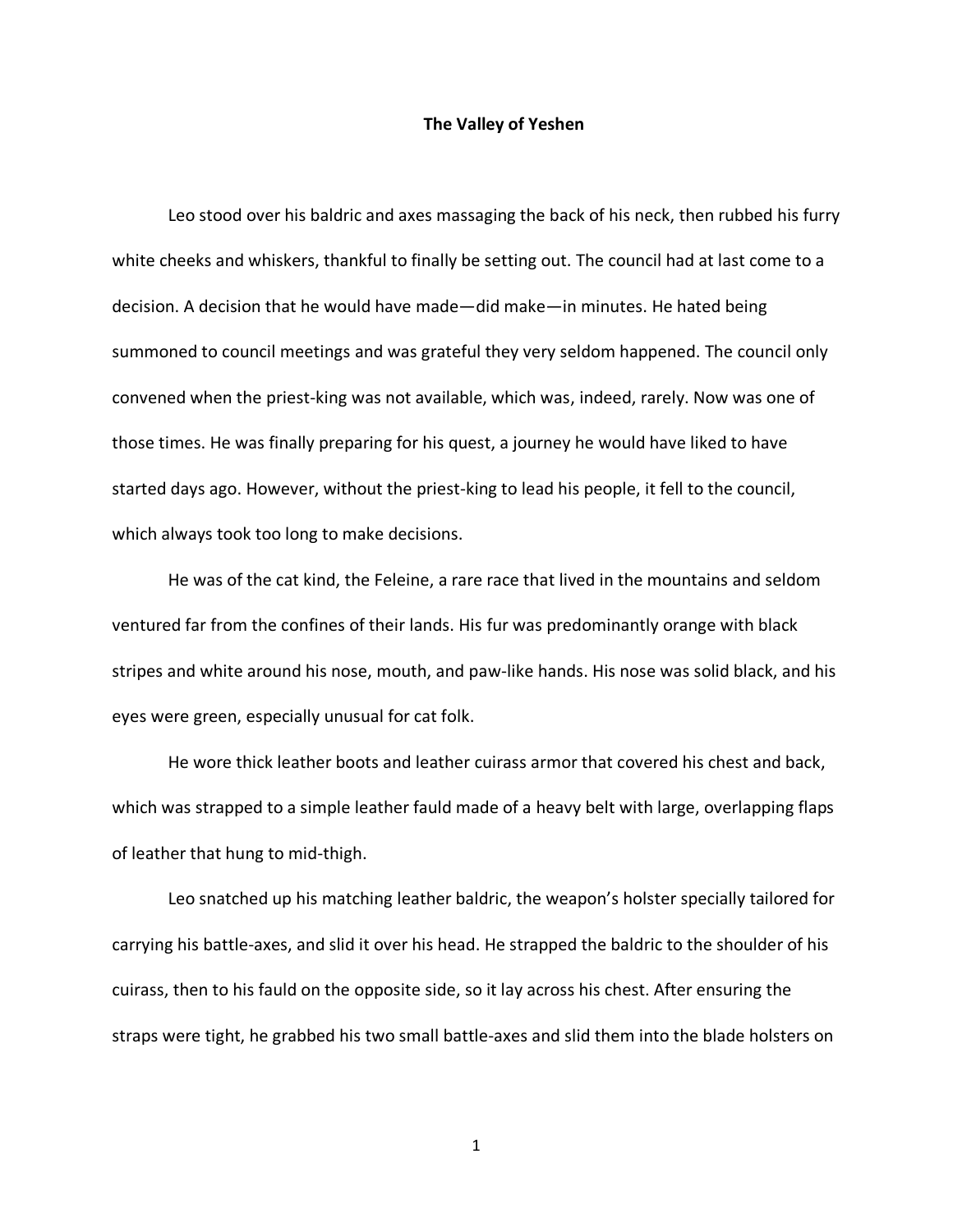# The Valley of Yeshen

Leo stood over his baldric and axes massaging the back of his neck, then rubbed his furry white cheeks and whiskers, thankful to finally be setting out. The council had at last come to a decision. A decision that he would have made—did make—in minutes. He hated being summoned to council meetings and was grateful they very seldom happened. The council only convened when the priest-king was not available, which was, indeed, rarely. Now was one of those times. He was finally preparing for his quest, a journey he would have liked to have started days ago. However, without the priest-king to lead his people, it fell to the council, which always took too long to make decisions.

He was of the cat kind, the Feleine, a rare race that lived in the mountains and seldom ventured far from the confines of their lands. His fur was predominantly orange with black stripes and white around his nose, mouth, and paw-like hands. His nose was solid black, and his eyes were green, especially unusual for cat folk.

He wore thick leather boots and leather cuirass armor that covered his chest and back, which was strapped to a simple leather fauld made of a heavy belt with large, overlapping flaps of leather that hung to mid-thigh.

Leo snatched up his matching leather baldric, the weapon's holster specially tailored for carrying his battle-axes, and slid it over his head. He strapped the baldric to the shoulder of his cuirass, then to his fauld on the opposite side, so it lay across his chest. After ensuring the straps were tight, he grabbed his two small battle-axes and slid them into the blade holsters on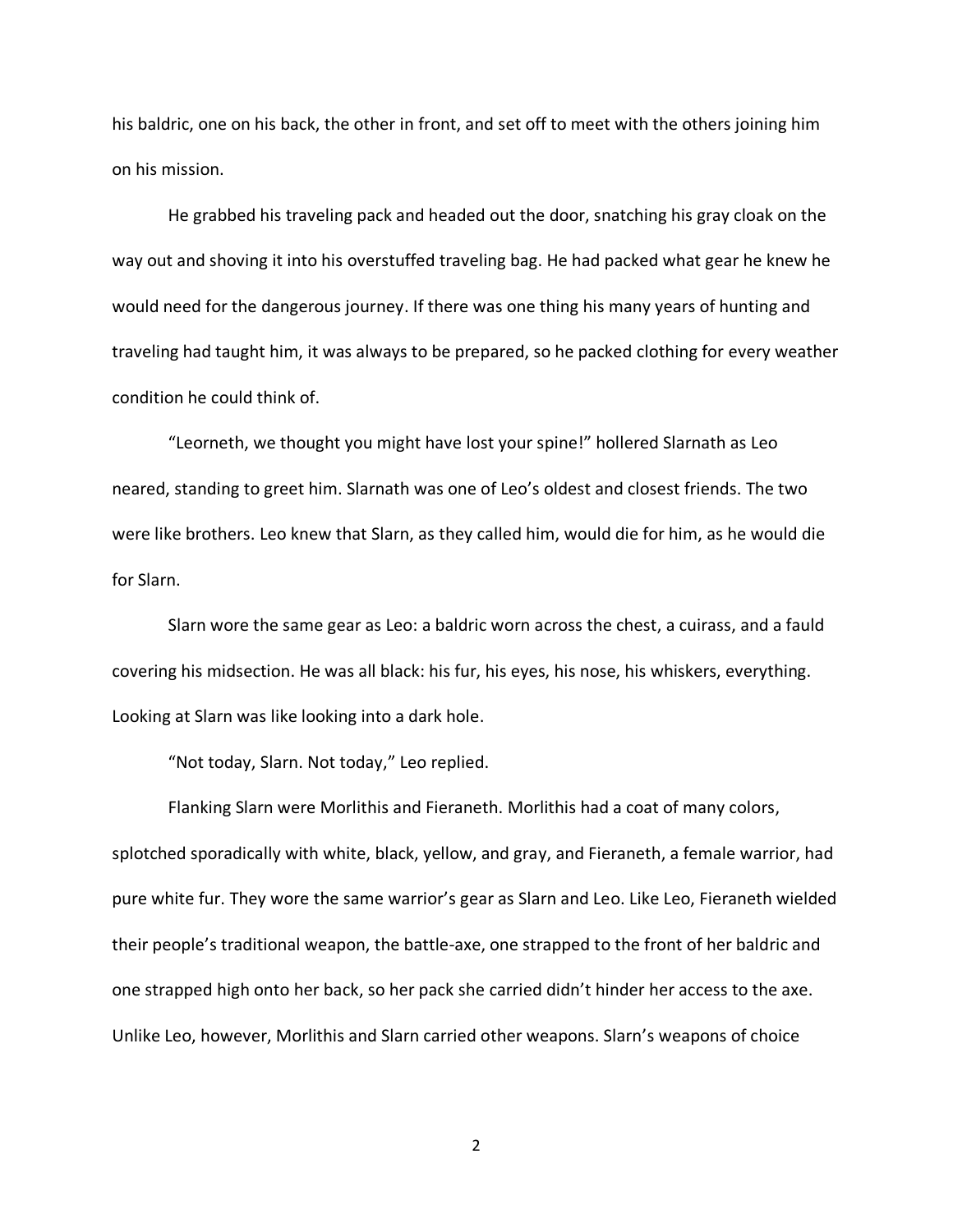his baldric, one on his back, the other in front, and set off to meet with the others joining him on his mission.

He grabbed his traveling pack and headed out the door, snatching his gray cloak on the way out and shoving it into his overstuffed traveling bag. He had packed what gear he knew he would need for the dangerous journey. If there was one thing his many years of hunting and traveling had taught him, it was always to be prepared, so he packed clothing for every weather condition he could think of.

"Leorneth, we thought you might have lost your spine!" hollered Slarnath as Leo neared, standing to greet him. Slarnath was one of Leo's oldest and closest friends. The two were like brothers. Leo knew that Slarn, as they called him, would die for him, as he would die for Slarn.

Slarn wore the same gear as Leo: a baldric worn across the chest, a cuirass, and a fauld covering his midsection. He was all black: his fur, his eyes, his nose, his whiskers, everything. Looking at Slarn was like looking into a dark hole.

"Not today, Slarn. Not today," Leo replied.

Flanking Slarn were Morlithis and Fieraneth. Morlithis had a coat of many colors, splotched sporadically with white, black, yellow, and gray, and Fieraneth, a female warrior, had pure white fur. They wore the same warrior's gear as Slarn and Leo. Like Leo, Fieraneth wielded their people's traditional weapon, the battle-axe, one strapped to the front of her baldric and one strapped high onto her back, so her pack she carried didn't hinder her access to the axe. Unlike Leo, however, Morlithis and Slarn carried other weapons. Slarn's weapons of choice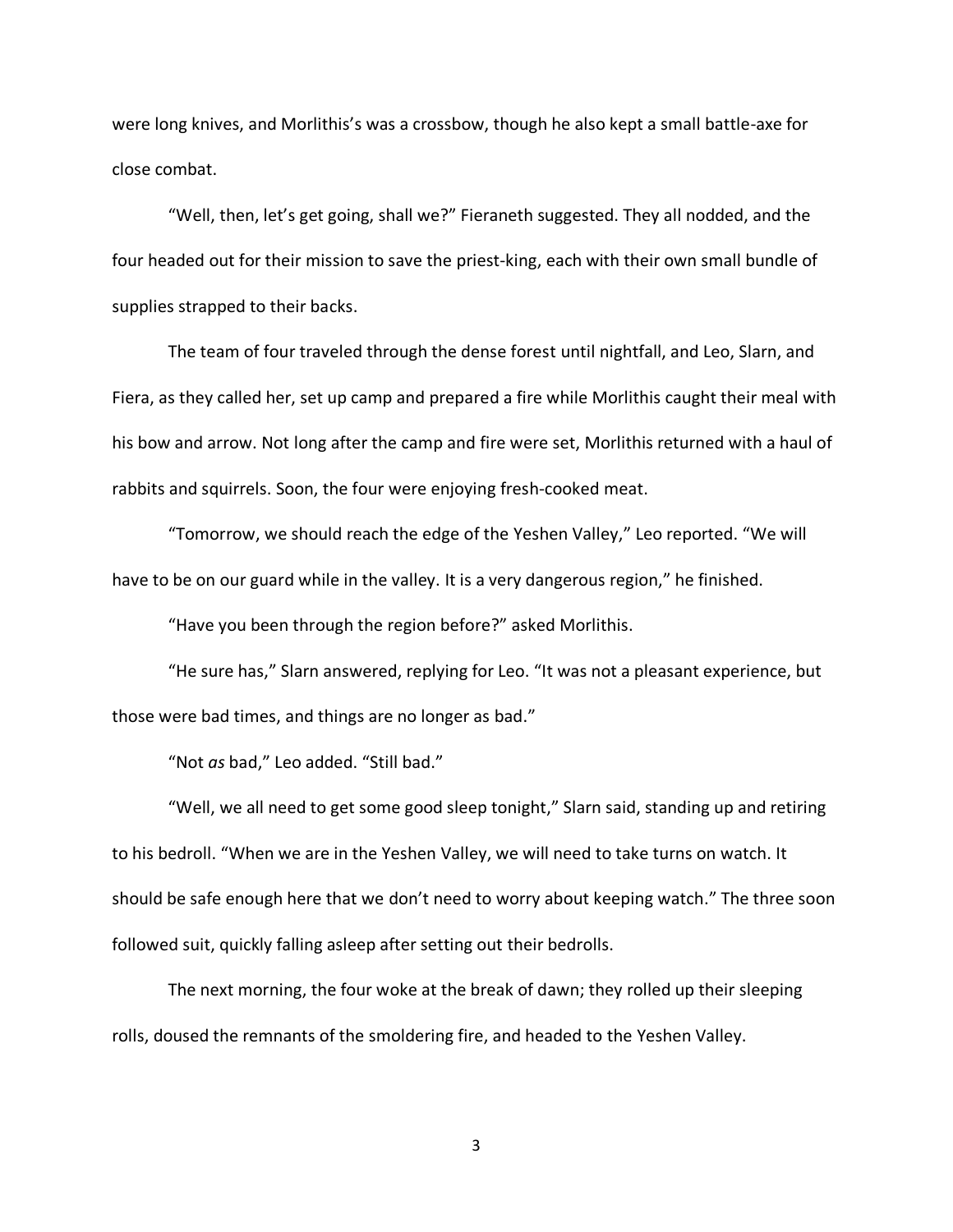were long knives, and Morlithis's was a crossbow, though he also kept a small battle-axe for close combat.

"Well, then, let's get going, shall we?" Fieraneth suggested. They all nodded, and the four headed out for their mission to save the priest-king, each with their own small bundle of supplies strapped to their backs.

The team of four traveled through the dense forest until nightfall, and Leo, Slarn, and Fiera, as they called her, set up camp and prepared a fire while Morlithis caught their meal with his bow and arrow. Not long after the camp and fire were set, Morlithis returned with a haul of rabbits and squirrels. Soon, the four were enjoying fresh-cooked meat.

"Tomorrow, we should reach the edge of the Yeshen Valley," Leo reported. "We will have to be on our guard while in the valley. It is a very dangerous region," he finished.

"Have you been through the region before?" asked Morlithis.

"He sure has," Slarn answered, replying for Leo. "It was not a pleasant experience, but those were bad times, and things are no longer as bad."

"Not *as* bad," Leo added. "Still bad."

"Well, we all need to get some good sleep tonight," Slarn said, standing up and retiring to his bedroll. "When we are in the Yeshen Valley, we will need to take turns on watch. It should be safe enough here that we don't need to worry about keeping watch." The three soon followed suit, quickly falling asleep after setting out their bedrolls.

The next morning, the four woke at the break of dawn; they rolled up their sleeping rolls, doused the remnants of the smoldering fire, and headed to the Yeshen Valley.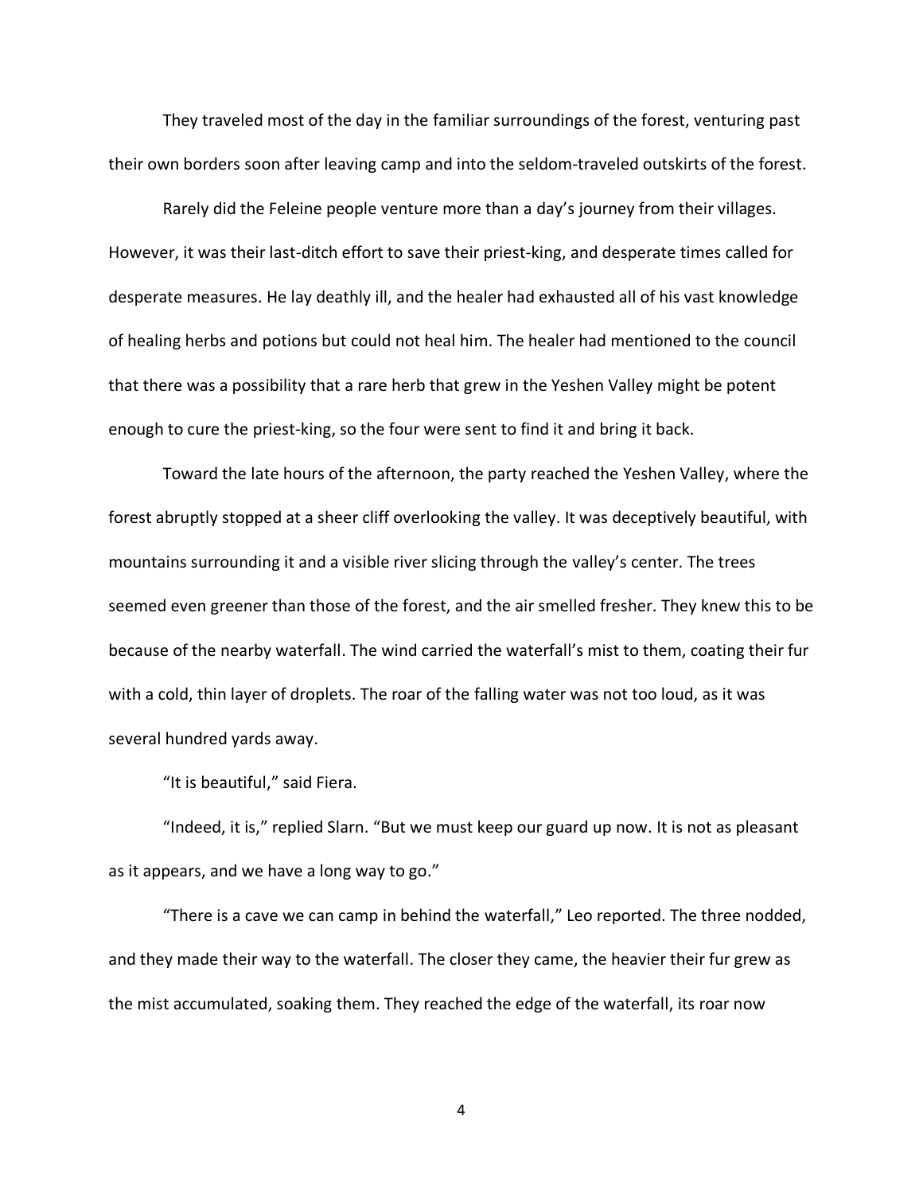They traveled most of the day in the familiar surroundings of the forest, venturing past their own borders soon after leaving camp and into the seldom-traveled outskirts of the forest.

Rarely did the Feleine people venture more than a day's journey from their villages. However, it was their last-ditch effort to save their priest-king, and desperate times called for desperate measures. He lay deathly ill, and the healer had exhausted all of his vast knowledge of healing herbs and potions but could not heal him. The healer had mentioned to the council that there was a possibility that a rare herb that grew in the Yeshen Valley might be potent enough to cure the priest-king, so the four were sent to find it and bring it back.

Toward the late hours of the afternoon, the party reached the Yeshen Valley, where the forest abruptly stopped at a sheer cliff overlooking the valley. It was deceptively beautiful, with mountains surrounding it and a visible river slicing through the valley's center. The trees seemed even greener than those of the forest, and the air smelled fresher. They knew this to be because of the nearby waterfall. The wind carried the waterfall's mist to them, coating their fur with a cold, thin layer of droplets. The roar of the falling water was not too loud, as it was several hundred yards away.

"It is beautiful," said Fiera.

"Indeed, it is," replied Slarn. "But we must keep our guard up now. It is not as pleasant as it appears, and we have a long way to go."

"There is a cave we can camp in behind the waterfall," Leo reported. The three nodded, and they made their way to the waterfall. The closer they came, the heavier their fur grew as the mist accumulated, soaking them. They reached the edge of the waterfall, its roar now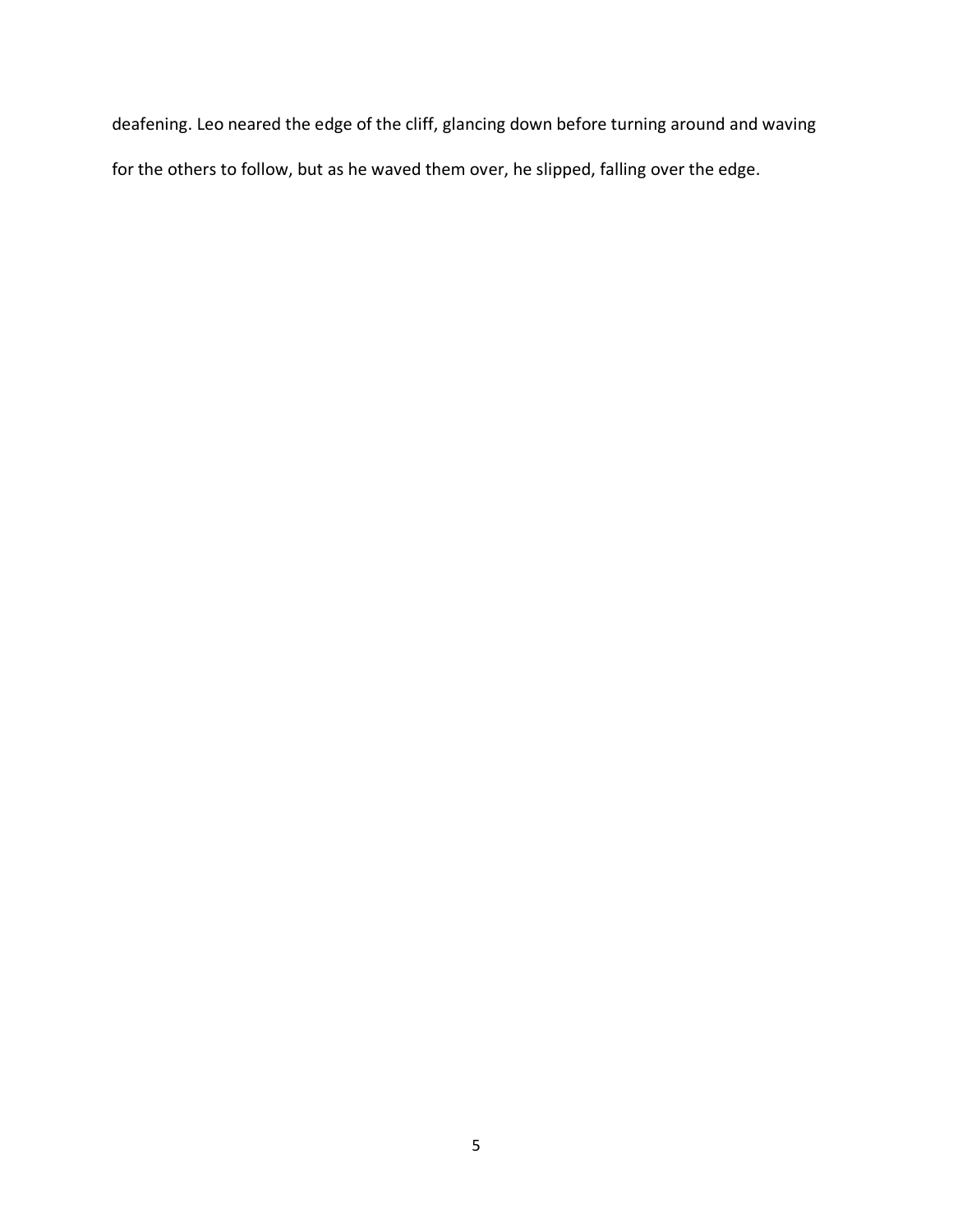deafening. Leo neared the edge of the cliff, glancing down before turning around and waving for the others to follow, but as he waved them over, he slipped, falling over the edge.